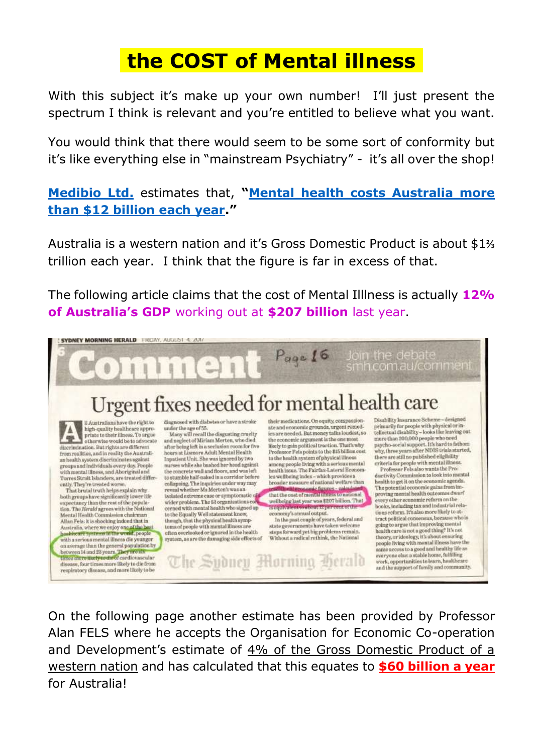# the COST of Mental illness

With this subject it's make up your own number! I'll just present the spectrum I think is relevant and you're entitled to believe what you want.

You would think that there would seem to be some sort of conformity but it's like everything else in "mainstream Psychiatry" - it's all over the shop!

**Medibio Ltd.** estimates that, **"Mental health costs Australia more than $12 billion each year."**

Australia is a western nation and it's Gross Domestic Product is about $1⅔ trillion each year. I think that the figure is far in excess of that.

The following article claims that the cost of Mental Illness is actually **12% of Australia's GDP** working out at **$207 billion** last year.

SYDNEY MORNING HERALD FRIDAY, AUGUST 4, 2017

**Comment** Page 16 Join the debate smh.com.au/comment

## Urgent fixes needed for mental health care

All Australians have the right to high-quality healthcare appropriate to their illness. To argue otherwise would be to advocate discrimination. But rights are different from realities, and in reality the Australian health system discriminates against groups and individuals every day. People with mental illness, and Aboriginal and Torres Strait Islanders, are treated differently. They're treated worse.

That brutal truth helps explain why both groups have significantly lower life expectancy than the rest of the population. The *Herald* agrees with the National Mental Health Commission chairman Allan Fels: it is shocking indeed that in Australia, where we enjoy one of the best healthcare systems in the world, people with a serious mental illness die younger on average than the general population by between 14 and 23 years. They are six times more likely to die of cardiovascular disease, four times more likely to die from respiratory disease, and more likely to be diagnosed with diabetes or have a stroke under the age of 55.

Many will recall the disgusting cruelty and neglect of Miriam Merten, who died after being left in a seclusion room for five hours at Lismore Adult Mental Health Inpatient Unit. She was ignored by two nurses while she bashed her head against the concrete wall and floors, and was left to stumble half-naked in a corridor before collapsing. The inquiries under way may reveal whether Ms Merten's was an isolated extreme case or symptomatic of a wider problem. The 53 organisations concerned with mental health who signed up to the Equally Well statement know, though, that the physical health symptoms of people with mental illness are often overlooked or ignored in the health system, as are the damaging side effects of their medications. On equity, compassionate and economic grounds, urgent remedies are needed. But money talks loudest, so the economic argument is the one most likely to gain political traction. That's why Professor Fels points to the $15 billion cost to the health system of physical illness among people living with a serious mental health issue. The Fairfax-Lateral Economics wellbeing index – which provides a broader measure of national welfare than traditional economic figures – calculated that the cost of mental illness to national wellbeing last year was $207 billion. That is equivalent to about 12 per cent of the economy's annual output.

In the past couple of years, federal and state governments have taken welcome steps forward yet big problems remain. Without a radical rethink, the National Disability Insurance Scheme – designed primarily for people with physical or intellectual disability – looks like leaving out more than 200,000 people who need psycho-social support. It's hard to fathom why, three years after NDIS trials started, there are still no published eligibility criteria for people with mental illness.

Professor Fels also wants the Productivity Commission to look into mental health to get it on the economic agenda. The potential economic gains from improving mental health outcomes dwarf every other economic reform on the books, including tax and industrial relations reform. It's also more likely to attract political consensus, because who is going to argue that improving mental health care is not a good thing? It's not theory, or ideology, it's about ensuring people living with mental illness have the same access to a good and healthy life as everyone else: a stable home, fulfilling work, opportunities to learn, healthcare and the support of family and community.

The Sydney Morning Herald

On the following page another estimate has been provided by Professor Alan FELS where he accepts the Organisation for Economic Co-operation and Development's estimate of 4% of the Gross Domestic Product of a western nation and has calculated that this equates to **$60 billion a year** for Australia!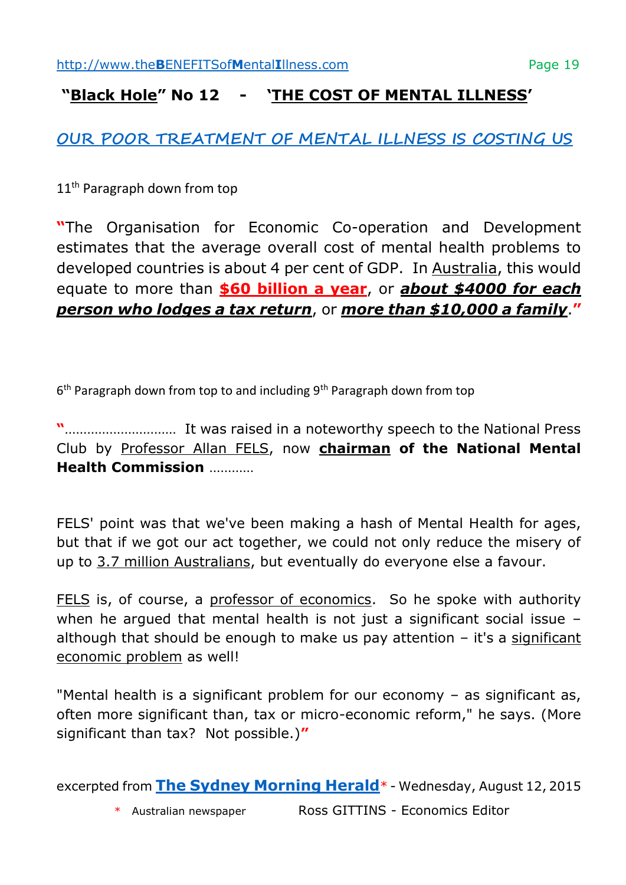## "<u>Black Hole</u>" No 12 - '<u>THE COST OF MENTAL ILLNESS</u>'

### *<u>OUR POOR TREATMENT OF MENTAL ILLNESS IS COSTING US</u>*

11th Paragraph down from top

"The Organisation for Economic Co-operation and Development estimates that the average overall cost of mental health problems to developed countries is about 4 per cent of GDP. In <u>Australia</u>, this would equate to more than **<u>$60 billion a year</u>**, or ***<u>about $4000 for each person who lodges a tax return</u>***, or ***<u>more than $10,000 a family</u>***."

6th Paragraph down from top to and including 9th Paragraph down from top

"………………………… It was raised in a noteworthy speech to the National Press Club by <u>Professor Allan FELS</u>, now **<u>chairman</u> of the National Mental Health Commission** …………

FELS' point was that we've been making a hash of Mental Health for ages, but that if we got our act together, we could not only reduce the misery of up to <u>3.7 million Australians</u>, but eventually do everyone else a favour.

<u>FELS</u> is, of course, a <u>professor of economics</u>. So he spoke with authority when he argued that mental health is not just a significant social issue – although that should be enough to make us pay attention – it's a <u>significant economic problem</u> as well!

"Mental health is a significant problem for our economy – as significant as, often more significant than, tax or micro-economic reform," he says. (More significant than tax? Not possible.)"

excerpted from **<u>The Sydney Morning Herald</u>*** - Wednesday, August 12, 2015

\* Australian newspaper Ross GITTINS - Economics Editor